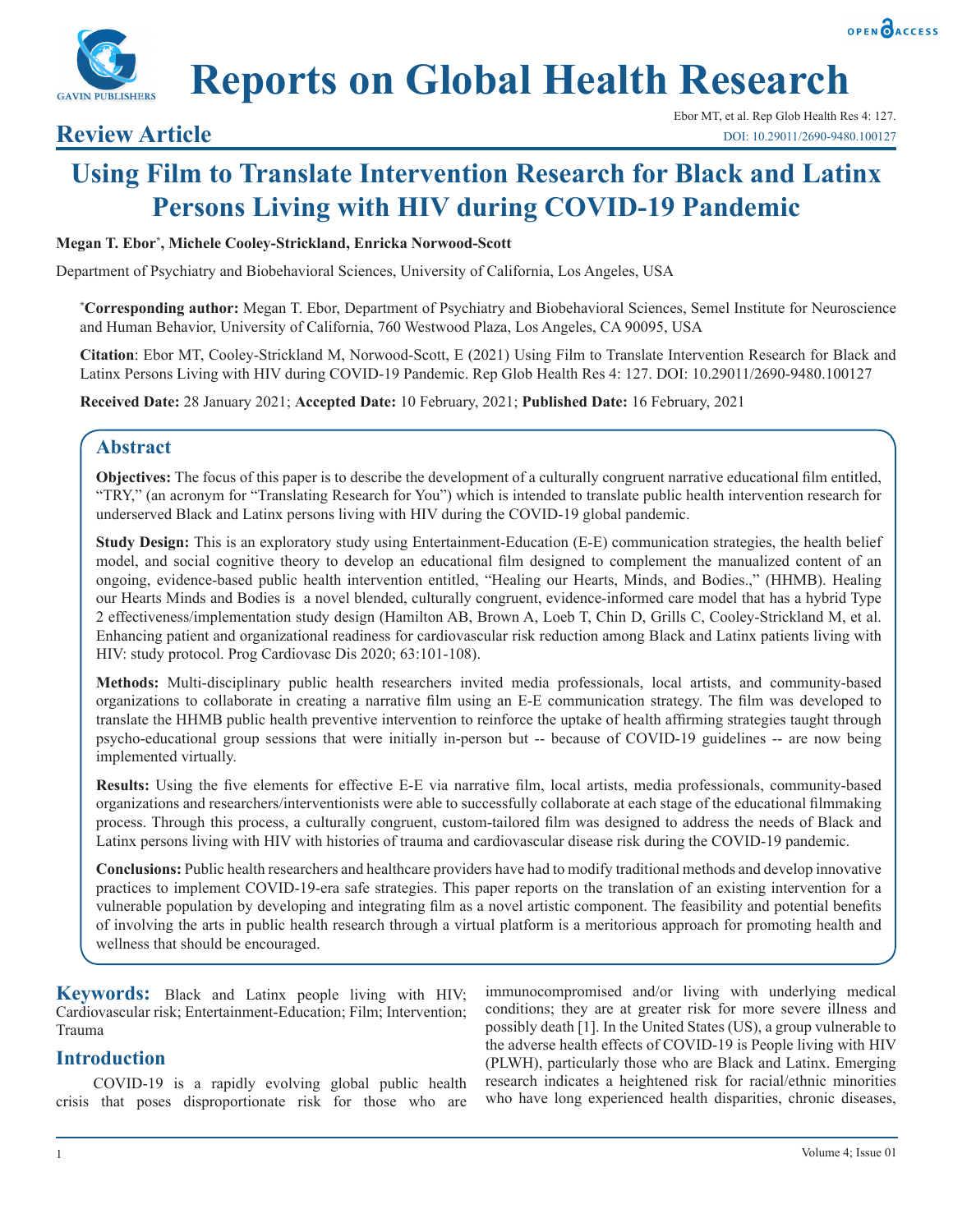# Reports on Global Health Research

**Review Article**

Ebor MT, et al. Rep Glob Health Res 4: 127.
DOI: 10.29011/2690-9480.100127

# Using Film to Translate Intervention Research for Black and Latinx Persons Living with HIV during COVID-19 Pandemic

**Megan T. Ebor*, Michele Cooley-Strickland, Enricka Norwood-Scott**

Department of Psychiatry and Biobehavioral Sciences, University of California, Los Angeles, USA

***Corresponding author:** Megan T. Ebor, Department of Psychiatry and Biobehavioral Sciences, Semel Institute for Neuroscience and Human Behavior, University of California, 760 Westwood Plaza, Los Angeles, CA 90095, USA

**Citation**: Ebor MT, Cooley-Strickland M, Norwood-Scott, E (2021) Using Film to Translate Intervention Research for Black and Latinx Persons Living with HIV during COVID-19 Pandemic. Rep Glob Health Res 4: 127. DOI: 10.29011/2690-9480.100127

**Received Date:** 28 January 2021; **Accepted Date:** 10 February, 2021; **Published Date:** 16 February, 2021

## Abstract

**Objectives:** The focus of this paper is to describe the development of a culturally congruent narrative educational film entitled, "TRY," (an acronym for "Translating Research for You") which is intended to translate public health intervention research for underserved Black and Latinx persons living with HIV during the COVID-19 global pandemic.

**Study Design:** This is an exploratory study using Entertainment-Education (E-E) communication strategies, the health belief model, and social cognitive theory to develop an educational film designed to complement the manualized content of an ongoing, evidence-based public health intervention entitled, "Healing our Hearts, Minds, and Bodies.," (HHMB). Healing our Hearts Minds and Bodies is a novel blended, culturally congruent, evidence-informed care model that has a hybrid Type 2 effectiveness/implementation study design (Hamilton AB, Brown A, Loeb T, Chin D, Grills C, Cooley-Strickland M, et al. Enhancing patient and organizational readiness for cardiovascular risk reduction among Black and Latinx patients living with HIV: study protocol. Prog Cardiovasc Dis 2020; 63:101-108).

**Methods:** Multi-disciplinary public health researchers invited media professionals, local artists, and community-based organizations to collaborate in creating a narrative film using an E-E communication strategy. The film was developed to translate the HHMB public health preventive intervention to reinforce the uptake of health affirming strategies taught through psycho-educational group sessions that were initially in-person but -- because of COVID-19 guidelines -- are now being implemented virtually.

**Results:** Using the five elements for effective E-E via narrative film, local artists, media professionals, community-based organizations and researchers/interventionists were able to successfully collaborate at each stage of the educational filmmaking process. Through this process, a culturally congruent, custom-tailored film was designed to address the needs of Black and Latinx persons living with HIV with histories of trauma and cardiovascular disease risk during the COVID-19 pandemic.

**Conclusions:** Public health researchers and healthcare providers have had to modify traditional methods and develop innovative practices to implement COVID-19-era safe strategies. This paper reports on the translation of an existing intervention for a vulnerable population by developing and integrating film as a novel artistic component. The feasibility and potential benefits of involving the arts in public health research through a virtual platform is a meritorious approach for promoting health and wellness that should be encouraged.

**Keywords:** Black and Latinx people living with HIV; Cardiovascular risk; Entertainment-Education; Film; Intervention; Trauma

## Introduction

COVID-19 is a rapidly evolving global public health crisis that poses disproportionate risk for those who are immunocompromised and/or living with underlying medical conditions; they are at greater risk for more severe illness and possibly death [1]. In the United States (US), a group vulnerable to the adverse health effects of COVID-19 is People living with HIV (PLWH), particularly those who are Black and Latinx. Emerging research indicates a heightened risk for racial/ethnic minorities who have long experienced health disparities, chronic diseases,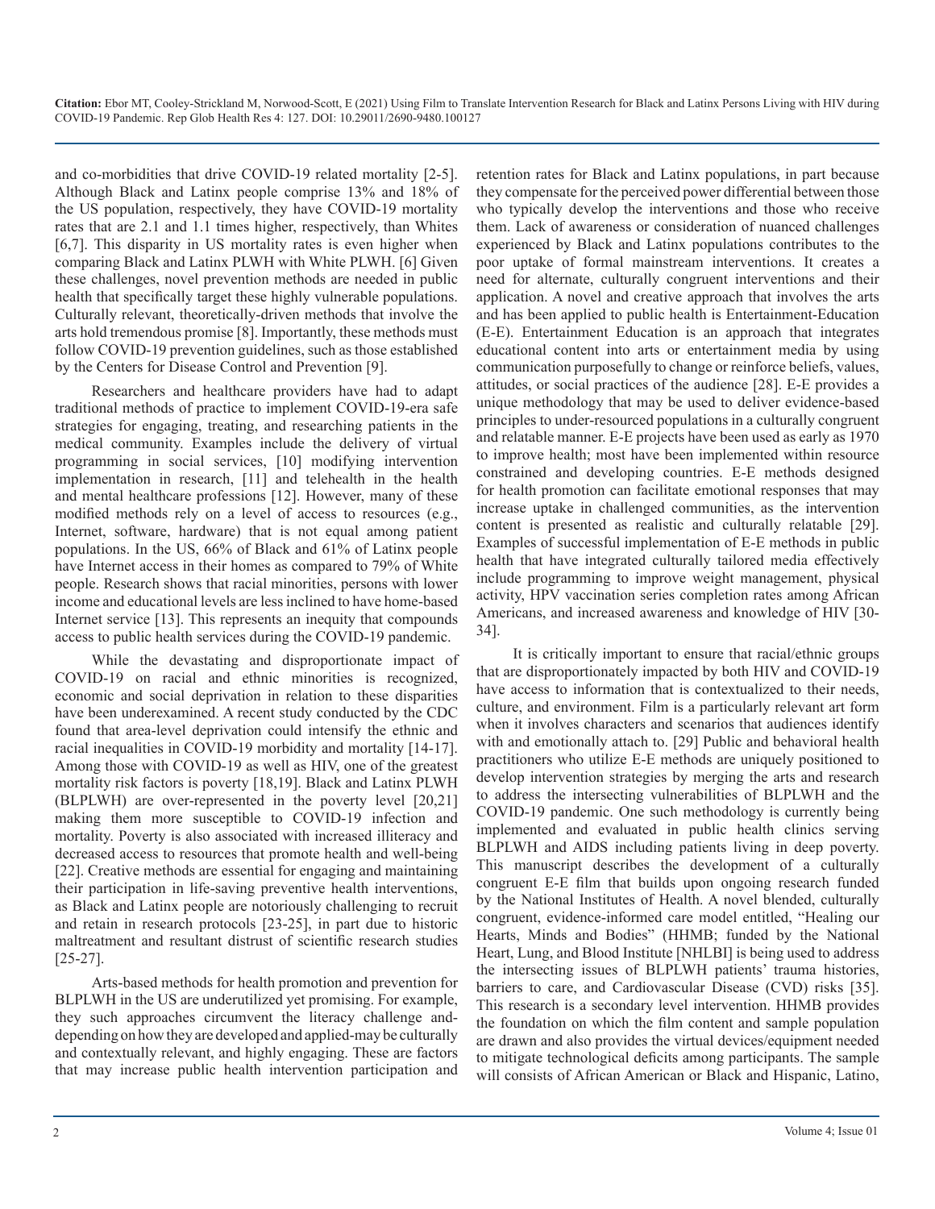and co-morbidities that drive COVID-19 related mortality [2-5]. Although Black and Latinx people comprise 13% and 18% of the US population, respectively, they have COVID-19 mortality rates that are 2.1 and 1.1 times higher, respectively, than Whites [6,7]. This disparity in US mortality rates is even higher when comparing Black and Latinx PLWH with White PLWH. [6] Given these challenges, novel prevention methods are needed in public health that specifically target these highly vulnerable populations. Culturally relevant, theoretically-driven methods that involve the arts hold tremendous promise [8]. Importantly, these methods must follow COVID-19 prevention guidelines, such as those established by the Centers for Disease Control and Prevention [9].

Researchers and healthcare providers have had to adapt traditional methods of practice to implement COVID-19-era safe strategies for engaging, treating, and researching patients in the medical community. Examples include the delivery of virtual programming in social services, [10] modifying intervention implementation in research, [11] and telehealth in the health and mental healthcare professions [12]. However, many of these modified methods rely on a level of access to resources (e.g., Internet, software, hardware) that is not equal among patient populations. In the US, 66% of Black and 61% of Latinx people have Internet access in their homes as compared to 79% of White people. Research shows that racial minorities, persons with lower income and educational levels are less inclined to have home-based Internet service [13]. This represents an inequity that compounds access to public health services during the COVID-19 pandemic.

While the devastating and disproportionate impact of COVID-19 on racial and ethnic minorities is recognized, economic and social deprivation in relation to these disparities have been underexamined. A recent study conducted by the CDC found that area-level deprivation could intensify the ethnic and racial inequalities in COVID-19 morbidity and mortality [14-17]. Among those with COVID-19 as well as HIV, one of the greatest mortality risk factors is poverty [18,19]. Black and Latinx PLWH (BLPLWH) are over-represented in the poverty level [20,21] making them more susceptible to COVID-19 infection and mortality. Poverty is also associated with increased illiteracy and decreased access to resources that promote health and well-being [22]. Creative methods are essential for engaging and maintaining their participation in life-saving preventive health interventions, as Black and Latinx people are notoriously challenging to recruit and retain in research protocols [23-25], in part due to historic maltreatment and resultant distrust of scientific research studies [25-27].

Arts-based methods for health promotion and prevention for BLPLWH in the US are underutilized yet promising. For example, they such approaches circumvent the literacy challenge and-depending on how they are developed and applied-may be culturally and contextually relevant, and highly engaging. These are factors that may increase public health intervention participation and retention rates for Black and Latinx populations, in part because they compensate for the perceived power differential between those who typically develop the interventions and those who receive them. Lack of awareness or consideration of nuanced challenges experienced by Black and Latinx populations contributes to the poor uptake of formal mainstream interventions. It creates a need for alternate, culturally congruent interventions and their application. A novel and creative approach that involves the arts and has been applied to public health is Entertainment-Education (E-E). Entertainment Education is an approach that integrates educational content into arts or entertainment media by using communication purposefully to change or reinforce beliefs, values, attitudes, or social practices of the audience [28]. E-E provides a unique methodology that may be used to deliver evidence-based principles to under-resourced populations in a culturally congruent and relatable manner. E-E projects have been used as early as 1970 to improve health; most have been implemented within resource constrained and developing countries. E-E methods designed for health promotion can facilitate emotional responses that may increase uptake in challenged communities, as the intervention content is presented as realistic and culturally relatable [29]. Examples of successful implementation of E-E methods in public health that have integrated culturally tailored media effectively include programming to improve weight management, physical activity, HPV vaccination series completion rates among African Americans, and increased awareness and knowledge of HIV [30-34].

It is critically important to ensure that racial/ethnic groups that are disproportionately impacted by both HIV and COVID-19 have access to information that is contextualized to their needs, culture, and environment. Film is a particularly relevant art form when it involves characters and scenarios that audiences identify with and emotionally attach to. [29] Public and behavioral health practitioners who utilize E-E methods are uniquely positioned to develop intervention strategies by merging the arts and research to address the intersecting vulnerabilities of BLPLWH and the COVID-19 pandemic. One such methodology is currently being implemented and evaluated in public health clinics serving BLPLWH and AIDS including patients living in deep poverty. This manuscript describes the development of a culturally congruent E-E film that builds upon ongoing research funded by the National Institutes of Health. A novel blended, culturally congruent, evidence-informed care model entitled, "Healing our Hearts, Minds and Bodies" (HHMB; funded by the National Heart, Lung, and Blood Institute [NHLBI] is being used to address the intersecting issues of BLPLWH patients' trauma histories, barriers to care, and Cardiovascular Disease (CVD) risks [35]. This research is a secondary level intervention. HHMB provides the foundation on which the film content and sample population are drawn and also provides the virtual devices/equipment needed to mitigate technological deficits among participants. The sample will consists of African American or Black and Hispanic, Latino,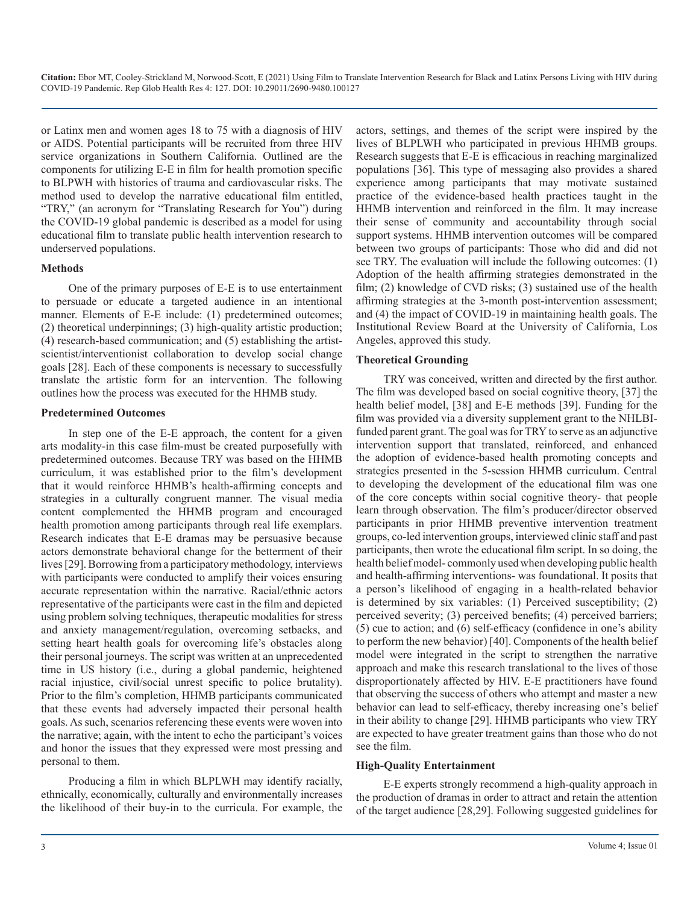or Latinx men and women ages 18 to 75 with a diagnosis of HIV or AIDS. Potential participants will be recruited from three HIV service organizations in Southern California. Outlined are the components for utilizing E-E in film for health promotion specific to BLPWH with histories of trauma and cardiovascular risks. The method used to develop the narrative educational film entitled, "TRY," (an acronym for "Translating Research for You") during the COVID-19 global pandemic is described as a model for using educational film to translate public health intervention research to underserved populations.

## Methods

One of the primary purposes of E-E is to use entertainment to persuade or educate a targeted audience in an intentional manner. Elements of E-E include: (1) predetermined outcomes; (2) theoretical underpinnings; (3) high-quality artistic production; (4) research-based communication; and (5) establishing the artist-scientist/interventionist collaboration to develop social change goals [28]. Each of these components is necessary to successfully translate the artistic form for an intervention. The following outlines how the process was executed for the HHMB study.

## Predetermined Outcomes

In step one of the E-E approach, the content for a given arts modality-in this case film-must be created purposefully with predetermined outcomes. Because TRY was based on the HHMB curriculum, it was established prior to the film's development that it would reinforce HHMB's health-affirming concepts and strategies in a culturally congruent manner. The visual media content complemented the HHMB program and encouraged health promotion among participants through real life exemplars. Research indicates that E-E dramas may be persuasive because actors demonstrate behavioral change for the betterment of their lives [29]. Borrowing from a participatory methodology, interviews with participants were conducted to amplify their voices ensuring accurate representation within the narrative. Racial/ethnic actors representative of the participants were cast in the film and depicted using problem solving techniques, therapeutic modalities for stress and anxiety management/regulation, overcoming setbacks, and setting heart health goals for overcoming life's obstacles along their personal journeys. The script was written at an unprecedented time in US history (i.e., during a global pandemic, heightened racial injustice, civil/social unrest specific to police brutality). Prior to the film's completion, HHMB participants communicated that these events had adversely impacted their personal health goals. As such, scenarios referencing these events were woven into the narrative; again, with the intent to echo the participant's voices and honor the issues that they expressed were most pressing and personal to them.

Producing a film in which BLPLWH may identify racially, ethnically, economically, culturally and environmentally increases the likelihood of their buy-in to the curricula. For example, the actors, settings, and themes of the script were inspired by the lives of BLPLWH who participated in previous HHMB groups. Research suggests that E-E is efficacious in reaching marginalized populations [36]. This type of messaging also provides a shared experience among participants that may motivate sustained practice of the evidence-based health practices taught in the HHMB intervention and reinforced in the film. It may increase their sense of community and accountability through social support systems. HHMB intervention outcomes will be compared between two groups of participants: Those who did and did not see TRY. The evaluation will include the following outcomes: (1) Adoption of the health affirming strategies demonstrated in the film; (2) knowledge of CVD risks; (3) sustained use of the health affirming strategies at the 3-month post-intervention assessment; and (4) the impact of COVID-19 in maintaining health goals. The Institutional Review Board at the University of California, Los Angeles, approved this study.

## Theoretical Grounding

TRY was conceived, written and directed by the first author. The film was developed based on social cognitive theory, [37] the health belief model, [38] and E-E methods [39]. Funding for the film was provided via a diversity supplement grant to the NHLBI-funded parent grant. The goal was for TRY to serve as an adjunctive intervention support that translated, reinforced, and enhanced the adoption of evidence-based health promoting concepts and strategies presented in the 5-session HHMB curriculum. Central to developing the development of the educational film was one of the core concepts within social cognitive theory- that people learn through observation. The film's producer/director observed participants in prior HHMB preventive intervention treatment groups, co-led intervention groups, interviewed clinic staff and past participants, then wrote the educational film script. In so doing, the health belief model- commonly used when developing public health and health-affirming interventions- was foundational. It posits that a person's likelihood of engaging in a health-related behavior is determined by six variables: (1) Perceived susceptibility; (2) perceived severity; (3) perceived benefits; (4) perceived barriers; (5) cue to action; and (6) self-efficacy (confidence in one's ability to perform the new behavior) [40]. Components of the health belief model were integrated in the script to strengthen the narrative approach and make this research translational to the lives of those disproportionately affected by HIV. E-E practitioners have found that observing the success of others who attempt and master a new behavior can lead to self-efficacy, thereby increasing one's belief in their ability to change [29]. HHMB participants who view TRY are expected to have greater treatment gains than those who do not see the film.

## High-Quality Entertainment

E-E experts strongly recommend a high-quality approach in the production of dramas in order to attract and retain the attention of the target audience [28,29]. Following suggested guidelines for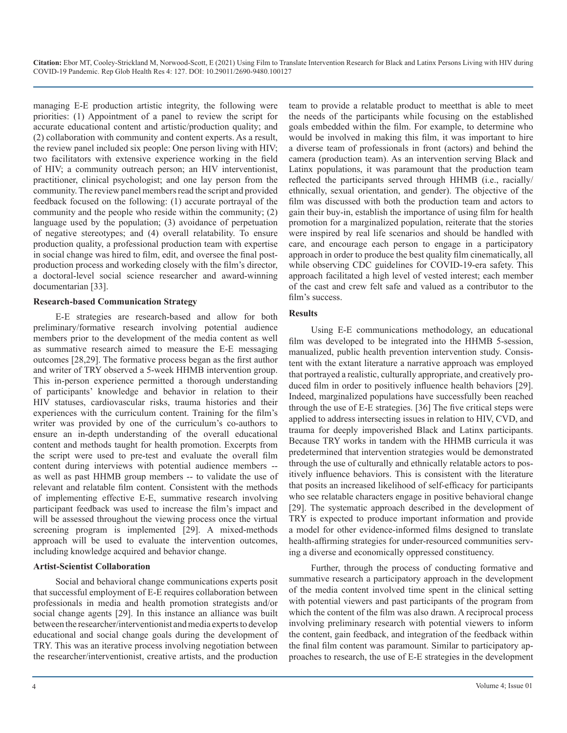managing E-E production artistic integrity, the following were priorities: (1) Appointment of a panel to review the script for accurate educational content and artistic/production quality; and (2) collaboration with community and content experts. As a result, the review panel included six people: One person living with HIV; two facilitators with extensive experience working in the field of HIV; a community outreach person; an HIV interventionist, practitioner, clinical psychologist; and one lay person from the community. The review panel members read the script and provided feedback focused on the following: (1) accurate portrayal of the community and the people who reside within the community; (2) language used by the population; (3) avoidance of perpetuation of negative stereotypes; and (4) overall relatability. To ensure production quality, a professional production team with expertise in social change was hired to film, edit, and oversee the final post-production process and workeding closely with the film's director, a doctoral-level social science researcher and award-winning documentarian [33].

**Research-based Communication Strategy**

E-E strategies are research-based and allow for both preliminary/formative research involving potential audience members prior to the development of the media content as well as summative research aimed to measure the E-E messaging outcomes [28,29]. The formative process began as the first author and writer of TRY observed a 5-week HHMB intervention group. This in-person experience permitted a thorough understanding of participants' knowledge and behavior in relation to their HIV statuses, cardiovascular risks, trauma histories and their experiences with the curriculum content. Training for the film's writer was provided by one of the curriculum's co-authors to ensure an in-depth understanding of the overall educational content and methods taught for health promotion. Excerpts from the script were used to pre-test and evaluate the overall film content during interviews with potential audience members -- as well as past HHMB group members -- to validate the use of relevant and relatable film content. Consistent with the methods of implementing effective E-E, summative research involving participant feedback was used to increase the film's impact and will be assessed throughout the viewing process once the virtual screening program is implemented [29]. A mixed-methods approach will be used to evaluate the intervention outcomes, including knowledge acquired and behavior change.

**Artist-Scientist Collaboration**

Social and behavioral change communications experts posit that successful employment of E-E requires collaboration between professionals in media and health promotion strategists and/or social change agents [29]. In this instance an alliance was built between the researcher/interventionist and media experts to develop educational and social change goals during the development of TRY. This was an iterative process involving negotiation between the researcher/interventionist, creative artists, and the production team to provide a relatable product to meetthat is able to meet the needs of the participants while focusing on the established goals embedded within the film. For example, to determine who would be involved in making this film, it was important to hire a diverse team of professionals in front (actors) and behind the camera (production team). As an intervention serving Black and Latinx populations, it was paramount that the production team reflected the participants served through HHMB (i.e., racially/ethnically, sexual orientation, and gender). The objective of the film was discussed with both the production team and actors to gain their buy-in, establish the importance of using film for health promotion for a marginalized population, reiterate that the stories were inspired by real life scenarios and should be handled with care, and encourage each person to engage in a participatory approach in order to produce the best quality film cinematically, all while observing CDC guidelines for COVID-19-era safety. This approach facilitated a high level of vested interest; each member of the cast and crew felt safe and valued as a contributor to the film's success.

**Results**

Using E-E communications methodology, an educational film was developed to be integrated into the HHMB 5-session, manualized, public health prevention intervention study. Consistent with the extant literature a narrative approach was employed that portrayed a realistic, culturally appropriate, and creatively produced film in order to positively influence health behaviors [29]. Indeed, marginalized populations have successfully been reached through the use of E-E strategies. [36] The five critical steps were applied to address intersecting issues in relation to HIV, CVD, and trauma for deeply impoverished Black and Latinx participants. Because TRY works in tandem with the HHMB curricula it was predetermined that intervention strategies would be demonstrated through the use of culturally and ethnically relatable actors to positively influence behaviors. This is consistent with the literature that posits an increased likelihood of self-efficacy for participants who see relatable characters engage in positive behavioral change [29]. The systematic approach described in the development of TRY is expected to produce important information and provide a model for other evidence-informed films designed to translate health-affirming strategies for under-resourced communities serving a diverse and economically oppressed constituency.

Further, through the process of conducting formative and summative research a participatory approach in the development of the media content involved time spent in the clinical setting with potential viewers and past participants of the program from which the content of the film was also drawn. A reciprocal process involving preliminary research with potential viewers to inform the content, gain feedback, and integration of the feedback within the final film content was paramount. Similar to participatory approaches to research, the use of E-E strategies in the development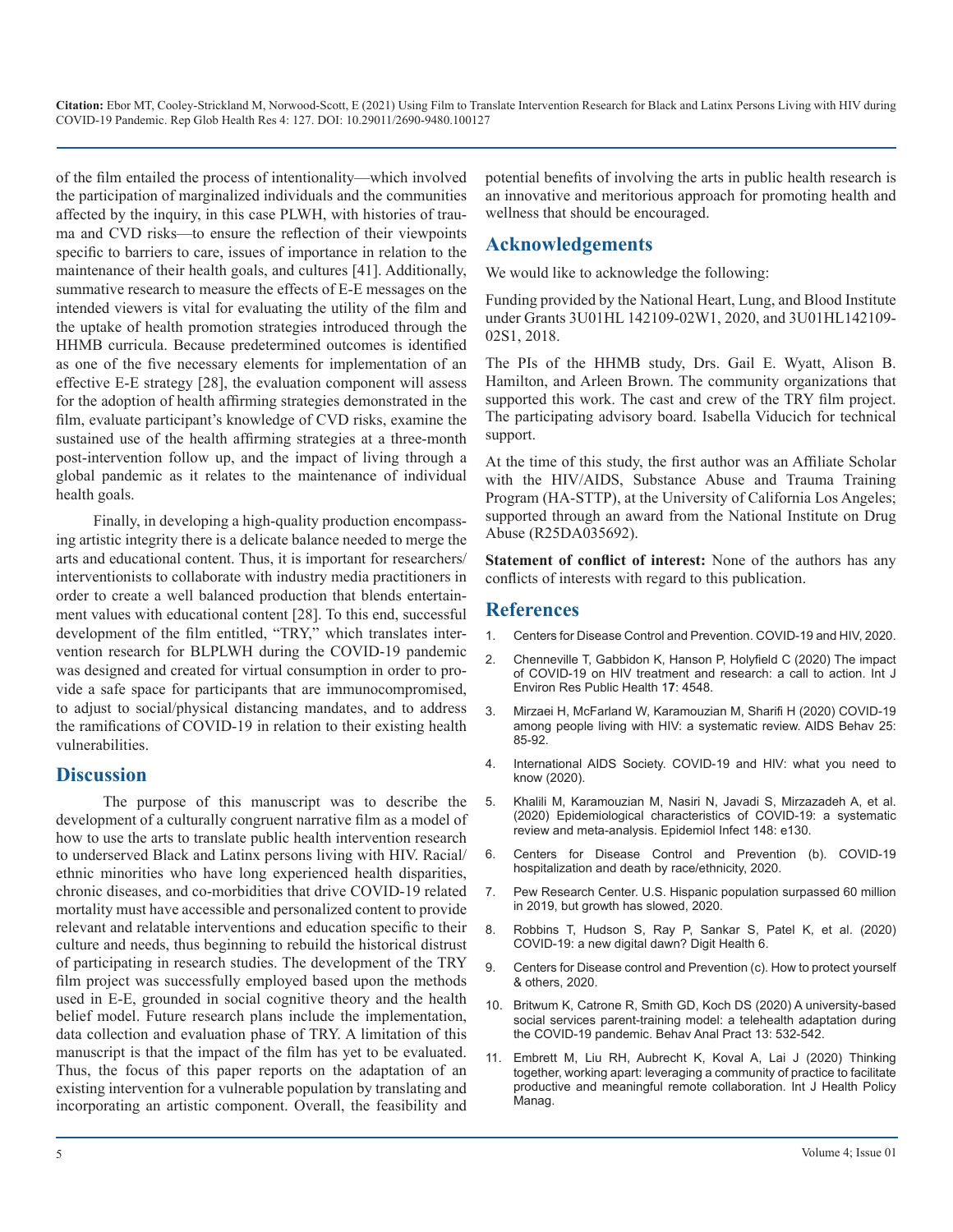of the film entailed the process of intentionality—which involved the participation of marginalized individuals and the communities affected by the inquiry, in this case PLWH, with histories of trauma and CVD risks—to ensure the reflection of their viewpoints specific to barriers to care, issues of importance in relation to the maintenance of their health goals, and cultures [41]. Additionally, summative research to measure the effects of E-E messages on the intended viewers is vital for evaluating the utility of the film and the uptake of health promotion strategies introduced through the HHMB curricula. Because predetermined outcomes is identified as one of the five necessary elements for implementation of an effective E-E strategy [28], the evaluation component will assess for the adoption of health affirming strategies demonstrated in the film, evaluate participant's knowledge of CVD risks, examine the sustained use of the health affirming strategies at a three-month post-intervention follow up, and the impact of living through a global pandemic as it relates to the maintenance of individual health goals.

Finally, in developing a high-quality production encompassing artistic integrity there is a delicate balance needed to merge the arts and educational content. Thus, it is important for researchers/interventionists to collaborate with industry media practitioners in order to create a well balanced production that blends entertainment values with educational content [28]. To this end, successful development of the film entitled, "TRY," which translates intervention research for BLPLWH during the COVID-19 pandemic was designed and created for virtual consumption in order to provide a safe space for participants that are immunocompromised, to adjust to social/physical distancing mandates, and to address the ramifications of COVID-19 in relation to their existing health vulnerabilities.

## Discussion

The purpose of this manuscript was to describe the development of a culturally congruent narrative film as a model of how to use the arts to translate public health intervention research to underserved Black and Latinx persons living with HIV. Racial/ethnic minorities who have long experienced health disparities, chronic diseases, and co-morbidities that drive COVID-19 related mortality must have accessible and personalized content to provide relevant and relatable interventions and education specific to their culture and needs, thus beginning to rebuild the historical distrust of participating in research studies. The development of the TRY film project was successfully employed based upon the methods used in E-E, grounded in social cognitive theory and the health belief model. Future research plans include the implementation, data collection and evaluation phase of TRY. A limitation of this manuscript is that the impact of the film has yet to be evaluated. Thus, the focus of this paper reports on the adaptation of an existing intervention for a vulnerable population by translating and incorporating an artistic component. Overall, the feasibility and potential benefits of involving the arts in public health research is an innovative and meritorious approach for promoting health and wellness that should be encouraged.

## Acknowledgements

We would like to acknowledge the following:

Funding provided by the National Heart, Lung, and Blood Institute under Grants 3U01HL 142109-02W1, 2020, and 3U01HL142109-02S1, 2018.

The PIs of the HHMB study, Drs. Gail E. Wyatt, Alison B. Hamilton, and Arleen Brown. The community organizations that supported this work. The cast and crew of the TRY film project. The participating advisory board. Isabella Viducich for technical support.

At the time of this study, the first author was an Affiliate Scholar with the HIV/AIDS, Substance Abuse and Trauma Training Program (HA-STTP), at the University of California Los Angeles; supported through an award from the National Institute on Drug Abuse (R25DA035692).

**Statement of conflict of interest:** None of the authors has any conflicts of interests with regard to this publication.

## References

1. Centers for Disease Control and Prevention. COVID-19 and HIV, 2020.
2. Chenneville T, Gabbidon K, Hanson P, Holyfield C (2020) The impact of COVID-19 on HIV treatment and research: a call to action. Int J Environ Res Public Health 1**7**: 4548.
3. Mirzaei H, McFarland W, Karamouzian M, Sharifi H (2020) COVID-19 among people living with HIV: a systematic review. AIDS Behav 25: 85-92.
4. International AIDS Society. COVID-19 and HIV: what you need to know (2020).
5. Khalili M, Karamouzian M, Nasiri N, Javadi S, Mirzazadeh A, et al. (2020) Epidemiological characteristics of COVID-19: a systematic review and meta-analysis. Epidemiol Infect 148: e130.
6. Centers for Disease Control and Prevention (b). COVID-19 hospitalization and death by race/ethnicity, 2020.
7. Pew Research Center. U.S. Hispanic population surpassed 60 million in 2019, but growth has slowed, 2020.
8. Robbins T, Hudson S, Ray P, Sankar S, Patel K, et al. (2020) COVID-19: a new digital dawn? Digit Health 6.
9. Centers for Disease control and Prevention (c). How to protect yourself & others, 2020.
10. Britwum K, Catrone R, Smith GD, Koch DS (2020) A university-based social services parent-training model: a telehealth adaptation during the COVID-19 pandemic. Behav Anal Pract 13: 532-542.
11. Embrett M, Liu RH, Aubrecht K, Koval A, Lai J (2020) Thinking together, working apart: leveraging a community of practice to facilitate productive and meaningful remote collaboration. Int J Health Policy Manag.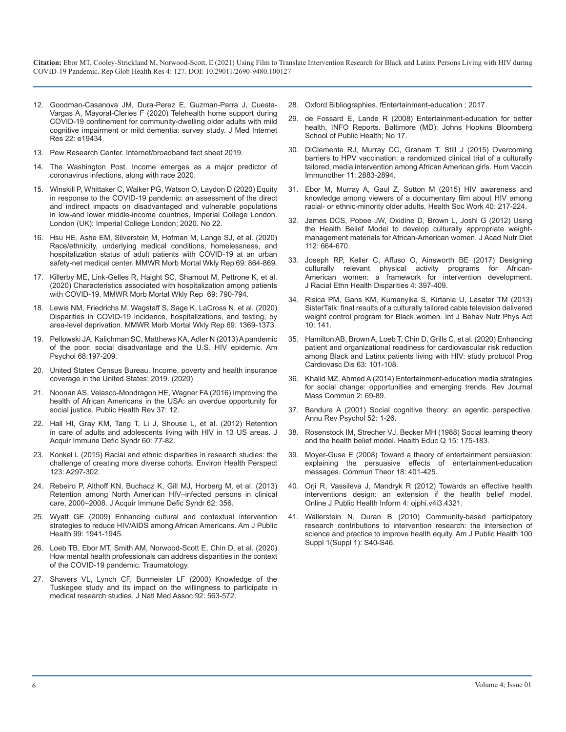12. Goodman-Casanova JM, Dura-Perez E, Guzman-Parra J, Cuesta-Vargas A, Mayoral-Cleries F (2020) Telehealth home support during COVID-19 confinement for community-dwelling older adults with mild cognitive impairment or mild dementia: survey study. J Med Internet Res 22: e19434.

13. Pew Research Center. Internet/broadband fact sheet 2019.

14. The Washington Post. Income emerges as a major predictor of coronavirus infections, along with race 2020.

15. Winskill P, Whittaker C, Walker PG, Watson O, Laydon D (2020) Equity in response to the COVID-19 pandemic: an assessment of the direct and indirect impacts on disadvantaged and vulnerable populations in low-and lower middle-income countries, Imperial College London. London (UK): Imperial College London; 2020. No 22.

16. Hsu HE, Ashe EM, Silverstein M, Hofman M, Lange SJ, et al. (2020) Race/ethnicity, underlying medical conditions, homelessness, and hospitalization status of adult patients with COVID-19 at an urban safety-net medical center. MMWR Morb Mortal Wkly Rep 69: 864-869.

17. Killerby ME, Link-Gelles R, Haight SC, Shamout M, Pettrone K, et al. (2020) Characteristics associated with hospitalization among patients with COVID-19. MMWR Morb Mortal Wkly Rep 69: 790-794.

18. Lewis NM, Friedrichs M, Wagstaff S, Sage K, LaCross N, et al. (2020) Disparities in COVID-19 incidence, hospitalizations, and testing, by area-level deprivation. MMWR Morb Mortal Wkly Rep 69: 1369-1373.

19. Pellowski JA, Kalichman SC, Matthews KA, Adler N (2013) A pandemic of the poor: social disadvantage and the U.S. HIV epidemic. Am Psychol 68:197-209.

20. United States Census Bureau. Income, poverty and health insurance coverage in the United States: 2019. (2020)

21. Noonan AS, Velasco-Mondragon HE, Wagner FA (2016) Improving the health of African Americans in the USA: an overdue opportunity for social justice. Public Health Rev 37: 12.

22. Hall HI, Gray KM, Tang T, Li J, Shouse L, et al. (2012) Retention in care of adults and adolescents living with HIV in 13 US areas. J Acquir Immune Defic Syndr 60: 77-82.

23. Konkel L (2015) Racial and ethnic disparities in research studies: the challenge of creating more diverse cohorts. Environ Health Perspect 123: A297-302.

24. Rebeiro P, Althoff KN, Buchacz K, Gill MJ, Horberg M, et al. (2013) Retention among North American HIV–infected persons in clinical care, 2000–2008. J Acquir Immune Defic Syndr 62: 356.

25. Wyatt GE (2009) Enhancing cultural and contextual intervention strategies to reduce HIV/AIDS among African Americans. Am J Public Health 99: 1941-1945.

26. Loeb TB, Ebor MT, Smith AM, Norwood-Scott E, Chin D, et al. (2020) How mental health professionals can address disparities in the context of the COVID-19 pandemic. Traumatology.

27. Shavers VL, Lynch CF, Burmeister LF (2000) Knowledge of the Tuskegee study and its impact on the willingness to participate in medical research studies. J Natl Med Assoc 92: 563-572.

28. Oxford Bibliographies. fEntertainment-education ; 2017.

29. de Fossard E, Lande R (2008) Entertainment-education for better health, INFO Reports. Baltimore (MD): Johns Hopkins Bloomberg School of Public Health; No 17.

30. DiClemente RJ, Murray CC, Graham T, Still J (2015) Overcoming barriers to HPV vaccination: a randomized clinical trial of a culturally tailored, media intervention among African American girls. Hum Vaccin Immunother 11: 2883-2894.

31. Ebor M, Murray A, Gaul Z, Sutton M (2015) HIV awareness and knowledge among viewers of a documentary film about HIV among racial- or ethnic-minority older adults, Health Soc Work 40: 217-224.

32. James DCS, Pobee JW, Oxidine D, Brown L, Joshi G (2012) Using the Health Belief Model to develop culturally appropriate weight-management materials for African-American women. J Acad Nutr Diet 112: 664-670.

33. Joseph RP, Keller C, Affuso O, Ainsworth BE (2017) Designing culturally relevant physical activity programs for African-American women: a framework for intervention development. J Racial Ethn Health Disparities 4: 397-409.

34. Risica PM, Gans KM, Kumanyika S, Kirtania U, Lasater TM (2013) SisterTalk: final results of a culturally tailored cable television delivered weight control program for Black women. Int J Behav Nutr Phys Act 10: 141.

35. Hamilton AB, Brown A, Loeb T, Chin D, Grills C, et al. (2020) Enhancing patient and organizational readiness for cardiovascular risk reduction among Black and Latinx patients living with HIV: study protocol Prog Cardiovasc Dis 63: 101-108.

36. Khalid MZ, Ahmed A (2014) Entertainment-education media strategies for social change: opportunities and emerging trends. Rev Journal Mass Commun 2: 69-89.

37. Bandura A (2001) Social cognitive theory: an agentic perspective. Annu Rev Psychol 52: 1-26.

38. Rosenstock IM, Strecher VJ, Becker MH (1988) Social learning theory and the health belief model. Health Educ Q 15: 175-183.

39. Moyer-Guse E (2008) Toward a theory of entertainment persuasion: explaining the persuasive effects of entertainment-education messages. Commun Theor 18: 401-425.

40. Orji R, Vassileva J, Mandryk R (2012) Towards an effective health interventions design: an extension if the health belief model. Online J Public Health Inform 4: ojphi.v4i3.4321.

41. Wallerstein N, Duran B (2010) Community-based participatory research contributions to intervention research: the intersection of science and practice to improve health equity. Am J Public Health 100 Suppl 1(Suppl 1): S40-S46.